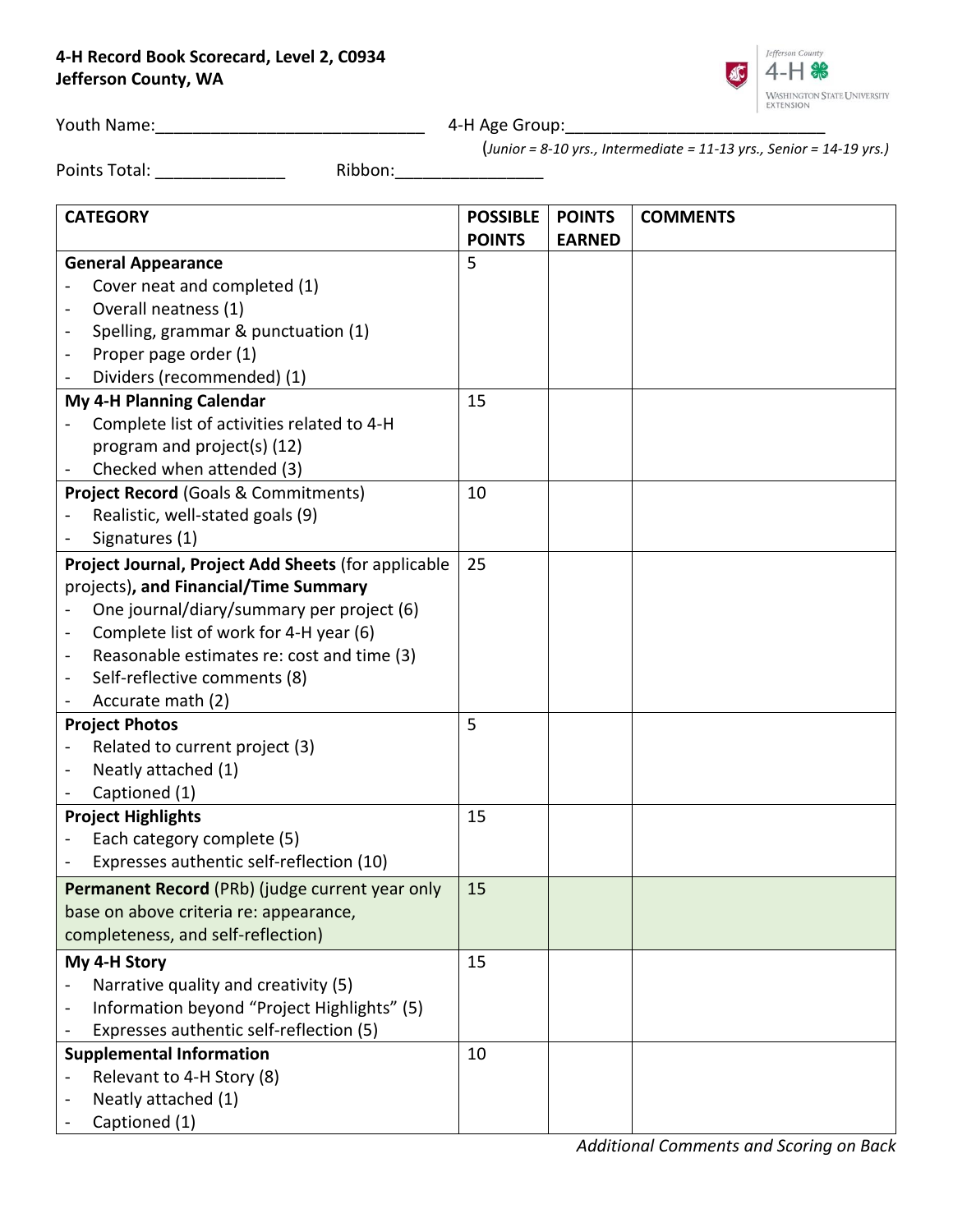**4-H Record Book Scorecard, Level 2, C0934**
**Jefferson County, WA**

Youth Name:_____________________________ 4-H Age Group:___________________________

(*Junior = 8-10 yrs., Intermediate = 11-13 yrs., Senior = 14-19 yrs.)*

Points Total: ______________ Ribbon:________________

| CATEGORY | POSSIBLE POINTS | POINTS EARNED | COMMENTS |
|---|---|---|---|
| **General Appearance**<br>- Cover neat and completed (1)<br>- Overall neatness (1)<br>- Spelling, grammar & punctuation (1)<br>- Proper page order (1)<br>- Dividers (recommended) (1) | 5 | | |
| **My 4-H Planning Calendar**<br>- Complete list of activities related to 4-H program and project(s) (12)<br>- Checked when attended (3) | 15 | | |
| **Project Record** (Goals & Commitments)<br>- Realistic, well-stated goals (9)<br>- Signatures (1) | 10 | | |
| **Project Journal, Project Add Sheets** (for applicable projects)**, and Financial/Time Summary**<br>- One journal/diary/summary per project (6)<br>- Complete list of work for 4-H year (6)<br>- Reasonable estimates re: cost and time (3)<br>- Self-reflective comments (8)<br>- Accurate math (2) | 25 | | |
| **Project Photos**<br>- Related to current project (3)<br>- Neatly attached (1)<br>- Captioned (1) | 5 | | |
| **Project Highlights**<br>- Each category complete (5)<br>- Expresses authentic self-reflection (10) | 15 | | |
| **Permanent Record** (PRb) (judge current year only base on above criteria re: appearance, completeness, and self-reflection) | 15 | | |
| **My 4-H Story**<br>- Narrative quality and creativity (5)<br>- Information beyond "Project Highlights" (5)<br>- Expresses authentic self-reflection (5) | 15 | | |
| **Supplemental Information**<br>- Relevant to 4-H Story (8)<br>- Neatly attached (1)<br>- Captioned (1) | 10 | | |

*Additional Comments and Scoring on Back*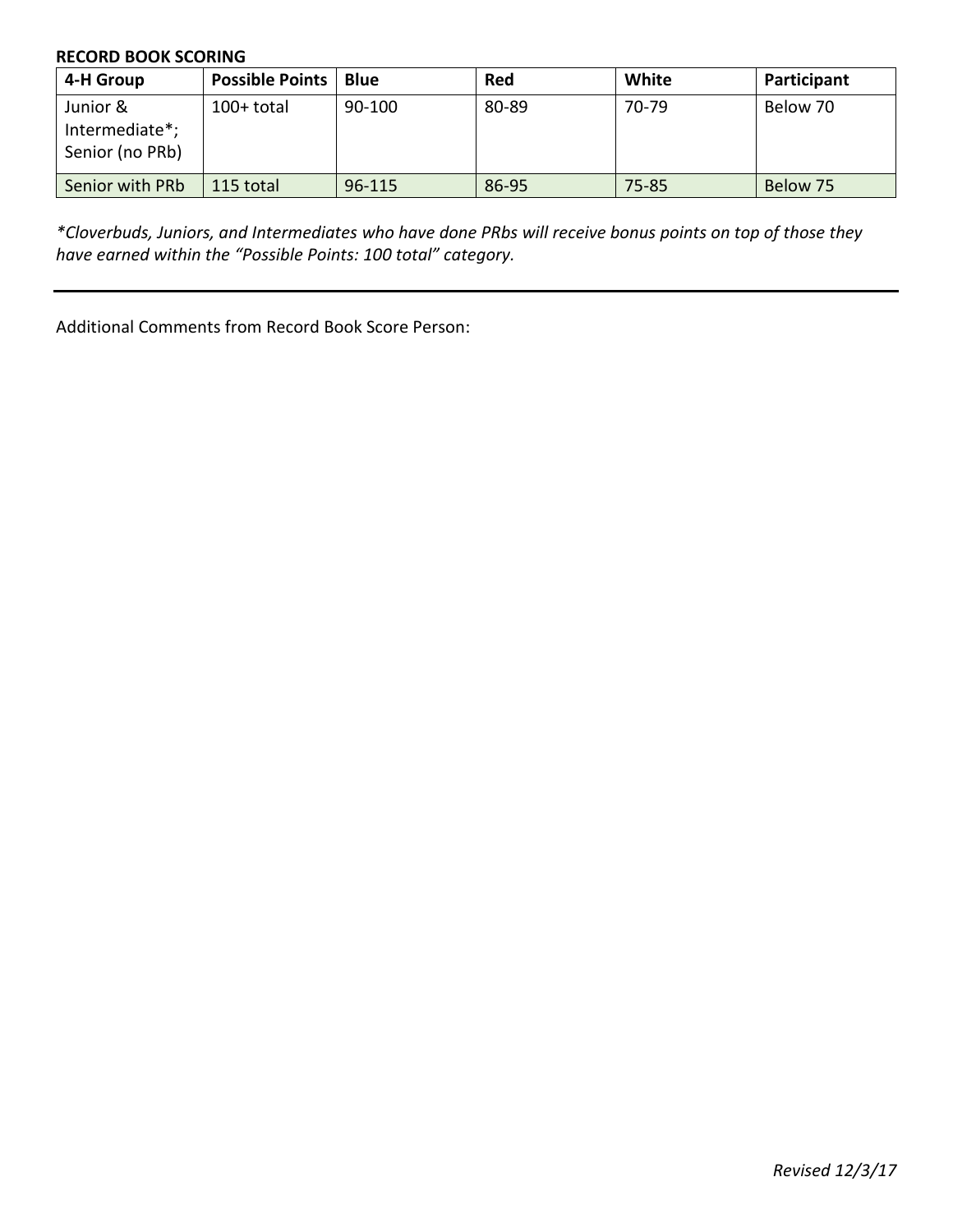**RECORD BOOK SCORING**

| 4-H Group | Possible Points | Blue | Red | White | Participant |
|---|---|---|---|---|---|
| Junior & Intermediate*; Senior (no PRb) | 100+ total | 90-100 | 80-89 | 70-79 | Below 70 |
| Senior with PRb | 115 total | 96-115 | 86-95 | 75-85 | Below 75 |

*\*Cloverbuds, Juniors, and Intermediates who have done PRbs will receive bonus points on top of those they have earned within the "Possible Points: 100 total" category.*

---

Additional Comments from Record Book Score Person:

*Revised 12/3/17*